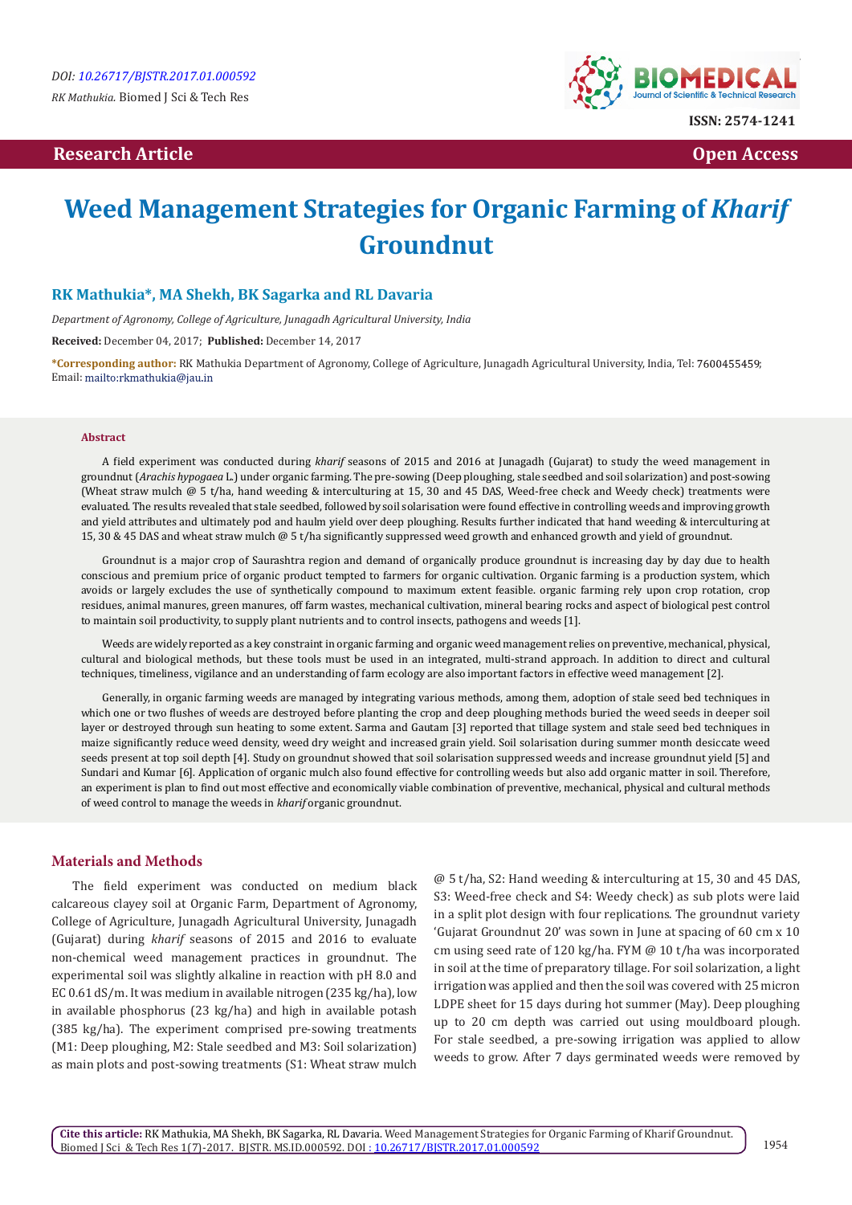DOI: [10.26717/BJSTR.2017.01.000592](10.26717/BJSTR.2017.01.000592)

*RK Mathukia.* Biomed J Sci & Tech Res

ISSN: 2574-1241

**Research Article** **Open Access**

# Weed Management Strategies for Organic Farming of *Kharif* Groundnut

### RK Mathukia*, MA Shekh, BK Sagarka and RL Davaria

*Department of Agronomy, College of Agriculture, Junagadh Agricultural University, India*

**Received:** December 04, 2017; **Published:** December 14, 2017

***Corresponding author:** RK Mathukia Department of Agronomy, College of Agriculture, Junagadh Agricultural University, India, Tel: 7600455459; Email: mailto:rkmathukia@jau.in

**Abstract**

A field experiment was conducted during *kharif* seasons of 2015 and 2016 at Junagadh (Gujarat) to study the weed management in groundnut (*Arachis hypogaea* L.) under organic farming. The pre-sowing (Deep ploughing, stale seedbed and soil solarization) and post-sowing (Wheat straw mulch @ 5 t/ha, hand weeding & interculturing at 15, 30 and 45 DAS, Weed-free check and Weedy check) treatments were evaluated. The results revealed that stale seedbed, followed by soil solarisation were found effective in controlling weeds and improving growth and yield attributes and ultimately pod and haulm yield over deep ploughing. Results further indicated that hand weeding & interculturing at 15, 30 & 45 DAS and wheat straw mulch @ 5 t/ha significantly suppressed weed growth and enhanced growth and yield of groundnut.

Groundnut is a major crop of Saurashtra region and demand of organically produce groundnut is increasing day by day due to health conscious and premium price of organic product tempted to farmers for organic cultivation. Organic farming is a production system, which avoids or largely excludes the use of synthetically compound to maximum extent feasible. organic farming rely upon crop rotation, crop residues, animal manures, green manures, off farm wastes, mechanical cultivation, mineral bearing rocks and aspect of biological pest control to maintain soil productivity, to supply plant nutrients and to control insects, pathogens and weeds [1].

Weeds are widely reported as a key constraint in organic farming and organic weed management relies on preventive, mechanical, physical, cultural and biological methods, but these tools must be used in an integrated, multi-strand approach. In addition to direct and cultural techniques, timeliness, vigilance and an understanding of farm ecology are also important factors in effective weed management [2].

Generally, in organic farming weeds are managed by integrating various methods, among them, adoption of stale seed bed techniques in which one or two flushes of weeds are destroyed before planting the crop and deep ploughing methods buried the weed seeds in deeper soil layer or destroyed through sun heating to some extent. Sarma and Gautam [3] reported that tillage system and stale seed bed techniques in maize significantly reduce weed density, weed dry weight and increased grain yield. Soil solarisation during summer month desiccate weed seeds present at top soil depth [4]. Study on groundnut showed that soil solarisation suppressed weeds and increase groundnut yield [5] and Sundari and Kumar [6]. Application of organic mulch also found effective for controlling weeds but also add organic matter in soil. Therefore, an experiment is plan to find out most effective and economically viable combination of preventive, mechanical, physical and cultural methods of weed control to manage the weeds in *kharif* organic groundnut.

## Materials and Methods

The field experiment was conducted on medium black calcareous clayey soil at Organic Farm, Department of Agronomy, College of Agriculture, Junagadh Agricultural University, Junagadh (Gujarat) during *kharif* seasons of 2015 and 2016 to evaluate non-chemical weed management practices in groundnut. The experimental soil was slightly alkaline in reaction with pH 8.0 and EC 0.61 dS/m. It was medium in available nitrogen (235 kg/ha), low in available phosphorus (23 kg/ha) and high in available potash (385 kg/ha). The experiment comprised pre-sowing treatments (M1: Deep ploughing, M2: Stale seedbed and M3: Soil solarization) as main plots and post-sowing treatments (S1: Wheat straw mulch @ 5 t/ha, S2: Hand weeding & interculturing at 15, 30 and 45 DAS, S3: Weed-free check and S4: Weedy check) as sub plots were laid in a split plot design with four replications. The groundnut variety 'Gujarat Groundnut 20' was sown in June at spacing of 60 cm x 10 cm using seed rate of 120 kg/ha. FYM @ 10 t/ha was incorporated in soil at the time of preparatory tillage. For soil solarization, a light irrigation was applied and then the soil was covered with 25 micron LDPE sheet for 15 days during hot summer (May). Deep ploughing up to 20 cm depth was carried out using mouldboard plough. For stale seedbed, a pre-sowing irrigation was applied to allow weeds to grow. After 7 days germinated weeds were removed by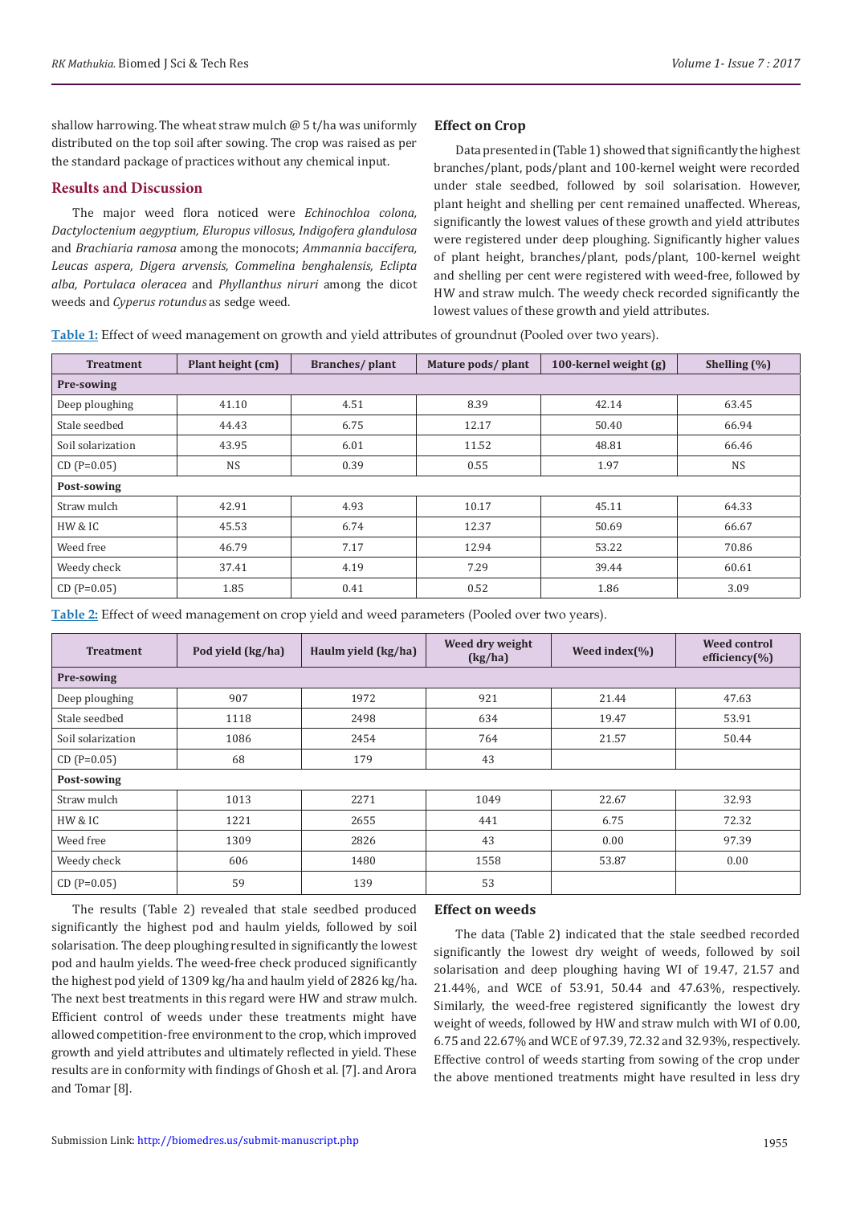shallow harrowing. The wheat straw mulch @ 5 t/ha was uniformly distributed on the top soil after sowing. The crop was raised as per the standard package of practices without any chemical input.

## Results and Discussion

The major weed flora noticed were *Echinochloa colona, Dactyloctenium aegyptium, Eluropus villosus, Indigofera glandulosa* and *Brachiaria ramosa* among the monocots; *Ammannia baccifera, Leucas aspera, Digera arvensis, Commelina benghalensis, Eclipta alba, Portulaca oleracea* and *Phyllanthus niruri* among the dicot weeds and *Cyperus rotundus* as sedge weed.

### Effect on Crop

Data presented in (Table 1) showed that significantly the highest branches/plant, pods/plant and 100-kernel weight were recorded under stale seedbed, followed by soil solarisation. However, plant height and shelling per cent remained unaffected. Whereas, significantly the lowest values of these growth and yield attributes were registered under deep ploughing. Significantly higher values of plant height, branches/plant, pods/plant, 100-kernel weight and shelling per cent were registered with weed-free, followed by HW and straw mulch. The weedy check recorded significantly the lowest values of these growth and yield attributes.

**Table 1:** Effect of weed management on growth and yield attributes of groundnut (Pooled over two years).

| Treatment | Plant height (cm) | Branches/ plant | Mature pods/ plant | 100-kernel weight (g) | Shelling (%) |
|---|---|---|---|---|---|
| **Pre-sowing** | | | | | |
| Deep ploughing | 41.10 | 4.51 | 8.39 | 42.14 | 63.45 |
| Stale seedbed | 44.43 | 6.75 | 12.17 | 50.40 | 66.94 |
| Soil solarization | 43.95 | 6.01 | 11.52 | 48.81 | 66.46 |
| CD (P=0.05) | NS | 0.39 | 0.55 | 1.97 | NS |
| **Post-sowing** | | | | | |
| Straw mulch | 42.91 | 4.93 | 10.17 | 45.11 | 64.33 |
| HW & IC | 45.53 | 6.74 | 12.37 | 50.69 | 66.67 |
| Weed free | 46.79 | 7.17 | 12.94 | 53.22 | 70.86 |
| Weedy check | 37.41 | 4.19 | 7.29 | 39.44 | 60.61 |
| CD (P=0.05) | 1.85 | 0.41 | 0.52 | 1.86 | 3.09 |

**Table 2:** Effect of weed management on crop yield and weed parameters (Pooled over two years).

| Treatment | Pod yield (kg/ha) | Haulm yield (kg/ha) | Weed dry weight (kg/ha) | Weed index(%) | Weed control efficiency(%) |
|---|---|---|---|---|---|
| **Pre-sowing** | | | | | |
| Deep ploughing | 907 | 1972 | 921 | 21.44 | 47.63 |
| Stale seedbed | 1118 | 2498 | 634 | 19.47 | 53.91 |
| Soil solarization | 1086 | 2454 | 764 | 21.57 | 50.44 |
| CD (P=0.05) | 68 | 179 | 43 | | |
| **Post-sowing** | | | | | |
| Straw mulch | 1013 | 2271 | 1049 | 22.67 | 32.93 |
| HW & IC | 1221 | 2655 | 441 | 6.75 | 72.32 |
| Weed free | 1309 | 2826 | 43 | 0.00 | 97.39 |
| Weedy check | 606 | 1480 | 1558 | 53.87 | 0.00 |
| CD (P=0.05) | 59 | 139 | 53 | | |

The results (Table 2) revealed that stale seedbed produced significantly the highest pod and haulm yields, followed by soil solarisation. The deep ploughing resulted in significantly the lowest pod and haulm yields. The weed-free check produced significantly the highest pod yield of 1309 kg/ha and haulm yield of 2826 kg/ha. The next best treatments in this regard were HW and straw mulch. Efficient control of weeds under these treatments might have allowed competition-free environment to the crop, which improved growth and yield attributes and ultimately reflected in yield. These results are in conformity with findings of Ghosh et al. [7]. and Arora and Tomar [8].

### Effect on weeds

The data (Table 2) indicated that the stale seedbed recorded significantly the lowest dry weight of weeds, followed by soil solarisation and deep ploughing having WI of 19.47, 21.57 and 21.44%, and WCE of 53.91, 50.44 and 47.63%, respectively. Similarly, the weed-free registered significantly the lowest dry weight of weeds, followed by HW and straw mulch with WI of 0.00, 6.75 and 22.67% and WCE of 97.39, 72.32 and 32.93%, respectively. Effective control of weeds starting from sowing of the crop under the above mentioned treatments might have resulted in less dry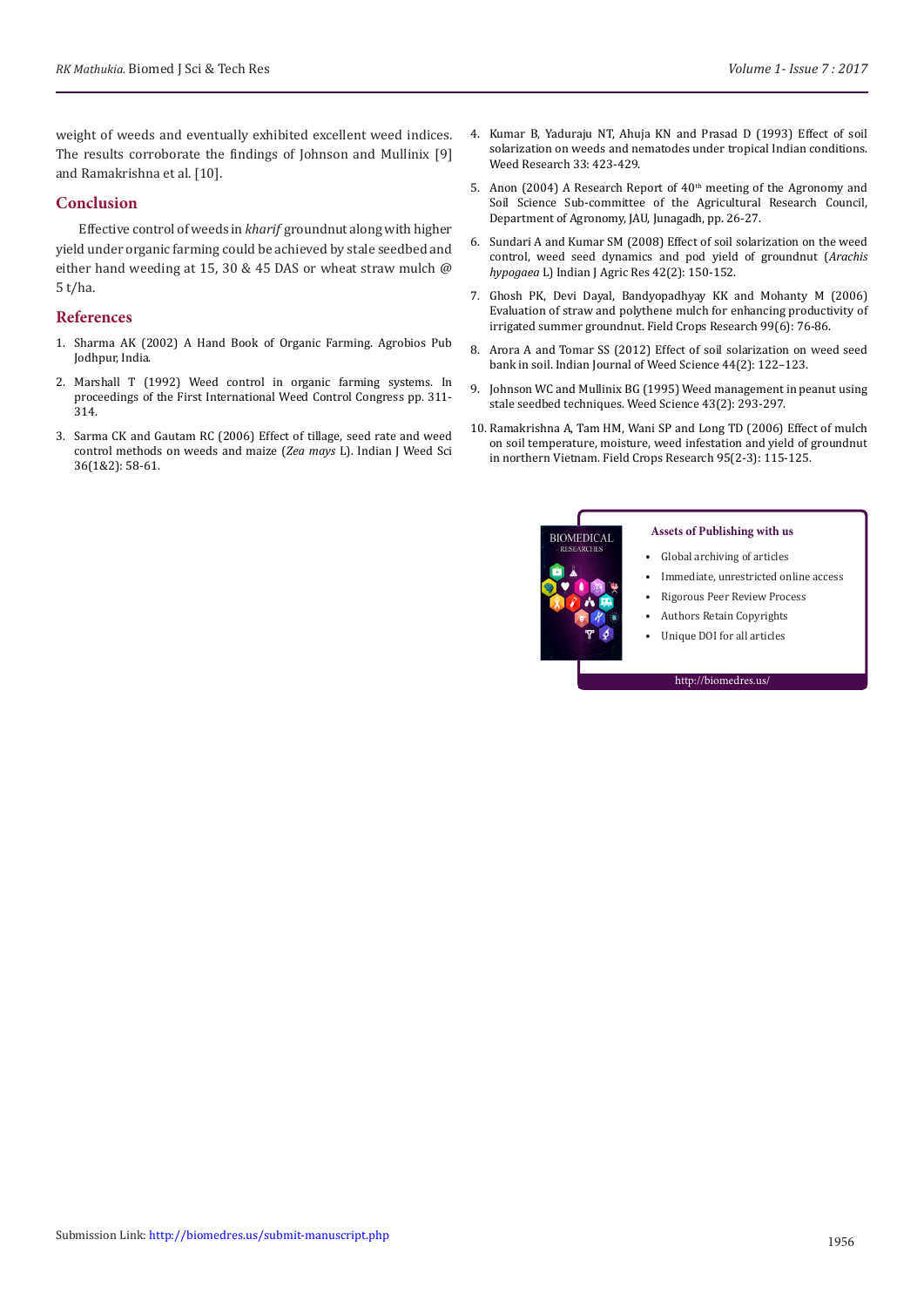weight of weeds and eventually exhibited excellent weed indices. The results corroborate the findings of Johnson and Mullinix [9] and Ramakrishna et al. [10].

## Conclusion

Effective control of weeds in *kharif* groundnut along with higher yield under organic farming could be achieved by stale seedbed and either hand weeding at 15, 30 & 45 DAS or wheat straw mulch @ 5 t/ha.

## References

1. Sharma AK (2002) A Hand Book of Organic Farming. Agrobios Pub Jodhpur, India.
2. Marshall T (1992) Weed control in organic farming systems. In proceedings of the First International Weed Control Congress pp. 311-314.
3. Sarma CK and Gautam RC (2006) Effect of tillage, seed rate and weed control methods on weeds and maize (*Zea mays* L). Indian J Weed Sci 36(1&2): 58-61.
4. Kumar B, Yaduraju NT, Ahuja KN and Prasad D (1993) Effect of soil solarization on weeds and nematodes under tropical Indian conditions. Weed Research 33: 423-429.
5. Anon (2004) A Research Report of 40th meeting of the Agronomy and Soil Science Sub-committee of the Agricultural Research Council, Department of Agronomy, JAU, Junagadh, pp. 26-27.
6. Sundari A and Kumar SM (2008) Effect of soil solarization on the weed control, weed seed dynamics and pod yield of groundnut (*Arachis hypogaea* L) Indian J Agric Res 42(2): 150-152.
7. Ghosh PK, Devi Dayal, Bandyopadhyay KK and Mohanty M (2006) Evaluation of straw and polythene mulch for enhancing productivity of irrigated summer groundnut. Field Crops Research 99(6): 76-86.
8. Arora A and Tomar SS (2012) Effect of soil solarization on weed seed bank in soil. Indian Journal of Weed Science 44(2): 122–123.
9. Johnson WC and Mullinix BG (1995) Weed management in peanut using stale seedbed techniques. Weed Science 43(2): 293-297.
10. Ramakrishna A, Tam HM, Wani SP and Long TD (2006) Effect of mulch on soil temperature, moisture, weed infestation and yield of groundnut in northern Vietnam. Field Crops Research 95(2-3): 115-125.

BIOMEDICAL RESEARCHES

**Assets of Publishing with us**

- Global archiving of articles
- Immediate, unrestricted online access
- Rigorous Peer Review Process
- Authors Retain Copyrights
- Unique DOI for all articles

http://biomedres.us/